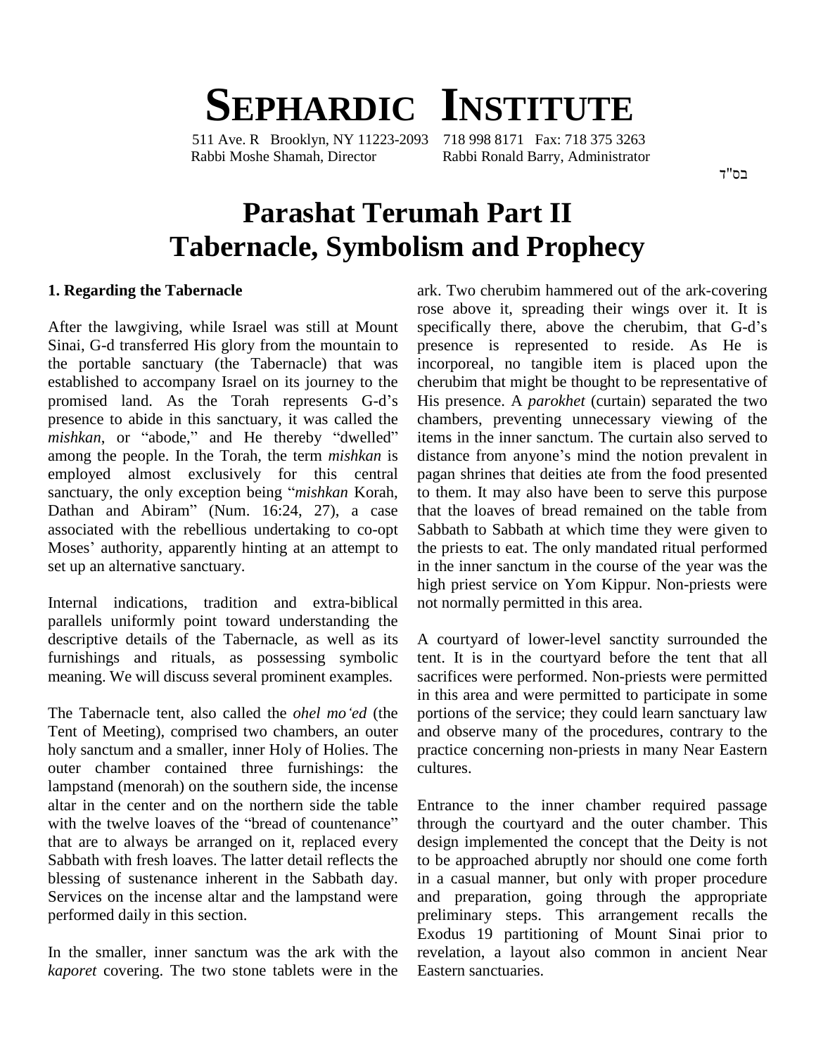# SEPHARDIC INSTITUTE

511 Ave. R Brooklyn, NY 11223-2093 718 998 8171 Fax: 718 375 3263
Rabbi Moshe Shamah, Director Rabbi Ronald Barry, Administrator

בס"ד

# Parashat Terumah Part II
# Tabernacle, Symbolism and Prophecy

## 1. Regarding the Tabernacle

After the lawgiving, while Israel was still at Mount Sinai, G-d transferred His glory from the mountain to the portable sanctuary (the Tabernacle) that was established to accompany Israel on its journey to the promised land. As the Torah represents G-d's presence to abide in this sanctuary, it was called the *mishkan*, or "abode," and He thereby "dwelled" among the people. In the Torah, the term *mishkan* is employed almost exclusively for this central sanctuary, the only exception being "*mishkan* Korah, Dathan and Abiram" (Num. 16:24, 27), a case associated with the rebellious undertaking to co-opt Moses' authority, apparently hinting at an attempt to set up an alternative sanctuary.

Internal indications, tradition and extra-biblical parallels uniformly point toward understanding the descriptive details of the Tabernacle, as well as its furnishings and rituals, as possessing symbolic meaning. We will discuss several prominent examples.

The Tabernacle tent, also called the *ohel mo'ed* (the Tent of Meeting), comprised two chambers, an outer holy sanctum and a smaller, inner Holy of Holies. The outer chamber contained three furnishings: the lampstand (menorah) on the southern side, the incense altar in the center and on the northern side the table with the twelve loaves of the "bread of countenance" that are to always be arranged on it, replaced every Sabbath with fresh loaves. The latter detail reflects the blessing of sustenance inherent in the Sabbath day. Services on the incense altar and the lampstand were performed daily in this section.

In the smaller, inner sanctum was the ark with the *kaporet* covering. The two stone tablets were in the ark. Two cherubim hammered out of the ark-covering rose above it, spreading their wings over it. It is specifically there, above the cherubim, that G-d's presence is represented to reside. As He is incorporeal, no tangible item is placed upon the cherubim that might be thought to be representative of His presence. A *parokhet* (curtain) separated the two chambers, preventing unnecessary viewing of the items in the inner sanctum. The curtain also served to distance from anyone's mind the notion prevalent in pagan shrines that deities ate from the food presented to them. It may also have been to serve this purpose that the loaves of bread remained on the table from Sabbath to Sabbath at which time they were given to the priests to eat. The only mandated ritual performed in the inner sanctum in the course of the year was the high priest service on Yom Kippur. Non-priests were not normally permitted in this area.

A courtyard of lower-level sanctity surrounded the tent. It is in the courtyard before the tent that all sacrifices were performed. Non-priests were permitted in this area and were permitted to participate in some portions of the service; they could learn sanctuary law and observe many of the procedures, contrary to the practice concerning non-priests in many Near Eastern cultures.

Entrance to the inner chamber required passage through the courtyard and the outer chamber. This design implemented the concept that the Deity is not to be approached abruptly nor should one come forth in a casual manner, but only with proper procedure and preparation, going through the appropriate preliminary steps. This arrangement recalls the Exodus 19 partitioning of Mount Sinai prior to revelation, a layout also common in ancient Near Eastern sanctuaries.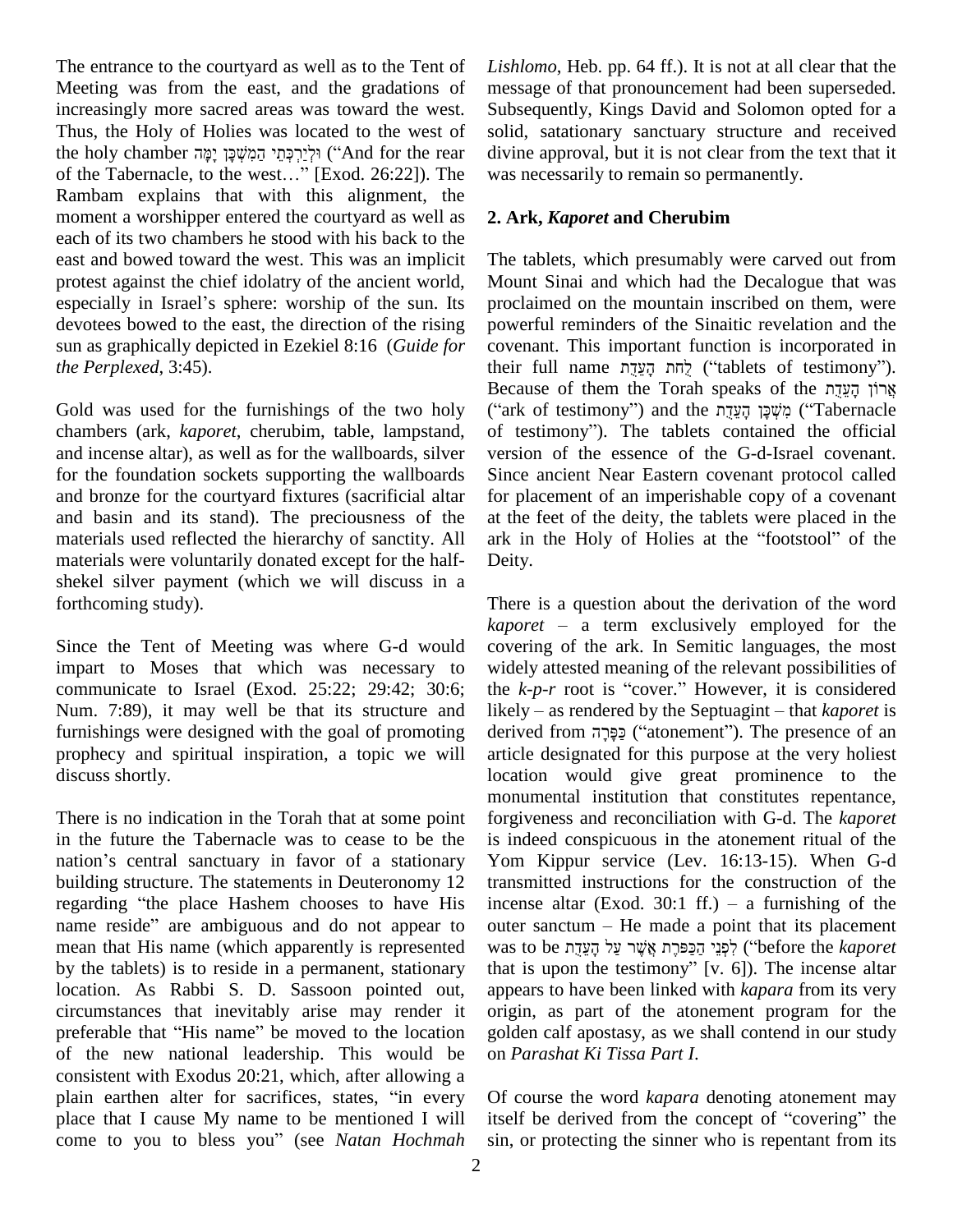The entrance to the courtyard as well as to the Tent of Meeting was from the east, and the gradations of increasingly more sacred areas was toward the west. Thus, the Holy of Holies was located to the west of the holy chamber וּלְיַרְכְּתֵי הַמִּשְׁכָּן יָמָּה ("And for the rear of the Tabernacle, to the west…" [Exod. 26:22]). The Rambam explains that with this alignment, the moment a worshipper entered the courtyard as well as each of its two chambers he stood with his back to the east and bowed toward the west. This was an implicit protest against the chief idolatry of the ancient world, especially in Israel's sphere: worship of the sun. Its devotees bowed to the east, the direction of the rising sun as graphically depicted in Ezekiel 8:16 (*Guide for the Perplexed*, 3:45).

Gold was used for the furnishings of the two holy chambers (ark, *kaporet*, cherubim, table, lampstand, and incense altar), as well as for the wallboards, silver for the foundation sockets supporting the wallboards and bronze for the courtyard fixtures (sacrificial altar and basin and its stand). The preciousness of the materials used reflected the hierarchy of sanctity. All materials were voluntarily donated except for the half-shekel silver payment (which we will discuss in a forthcoming study).

Since the Tent of Meeting was where G-d would impart to Moses that which was necessary to communicate to Israel (Exod. 25:22; 29:42; 30:6; Num. 7:89), it may well be that its structure and furnishings were designed with the goal of promoting prophecy and spiritual inspiration, a topic we will discuss shortly.

There is no indication in the Torah that at some point in the future the Tabernacle was to cease to be the nation's central sanctuary in favor of a stationary building structure. The statements in Deuteronomy 12 regarding "the place Hashem chooses to have His name reside" are ambiguous and do not appear to mean that His name (which apparently is represented by the tablets) is to reside in a permanent, stationary location. As Rabbi S. D. Sassoon pointed out, circumstances that inevitably arise may render it preferable that "His name" be moved to the location of the new national leadership. This would be consistent with Exodus 20:21, which, after allowing a plain earthen alter for sacrifices, states, "in every place that I cause My name to be mentioned I will come to you to bless you" (see *Natan Hochmah Lishlomo*, Heb. pp. 64 ff.). It is not at all clear that the message of that pronouncement had been superseded. Subsequently, Kings David and Solomon opted for a solid, satationary sanctuary structure and received divine approval, but it is not clear from the text that it was necessarily to remain so permanently.

## 2. Ark, *Kaporet* and Cherubim

The tablets, which presumably were carved out from Mount Sinai and which had the Decalogue that was proclaimed on the mountain inscribed on them, were powerful reminders of the Sinaitic revelation and the covenant. This important function is incorporated in their full name לֻחֹת הָעֵדֻת ("tablets of testimony"). Because of them the Torah speaks of the אֲרוֹן הָעֵדֻת ("ark of testimony") and the מִשְׁכַּן הָעֵדֻת ("Tabernacle of testimony"). The tablets contained the official version of the essence of the G-d-Israel covenant. Since ancient Near Eastern covenant protocol called for placement of an imperishable copy of a covenant at the feet of the deity, the tablets were placed in the ark in the Holy of Holies at the "footstool" of the Deity.

There is a question about the derivation of the word *kaporet* – a term exclusively employed for the covering of the ark. In Semitic languages, the most widely attested meaning of the relevant possibilities of the *k-p-r* root is "cover." However, it is considered likely – as rendered by the Septuagint – that *kaporet* is derived from כַּפָּרָה ("atonement"). The presence of an article designated for this purpose at the very holiest location would give great prominence to the monumental institution that constitutes repentance, forgiveness and reconciliation with G-d. The *kaporet* is indeed conspicuous in the atonement ritual of the Yom Kippur service (Lev. 16:13-15). When G-d transmitted instructions for the construction of the incense altar (Exod. 30:1 ff.) – a furnishing of the outer sanctum – He made a point that its placement was to be לִפְנֵי הַכַּפֹּרֶת אֲשֶׁר עַל הָעֵדֻת ("before the *kaporet* that is upon the testimony" [v. 6]). The incense altar appears to have been linked with *kapara* from its very origin, as part of the atonement program for the golden calf apostasy, as we shall contend in our study on *Parashat Ki Tissa Part I*.

Of course the word *kapara* denoting atonement may itself be derived from the concept of "covering" the sin, or protecting the sinner who is repentant from its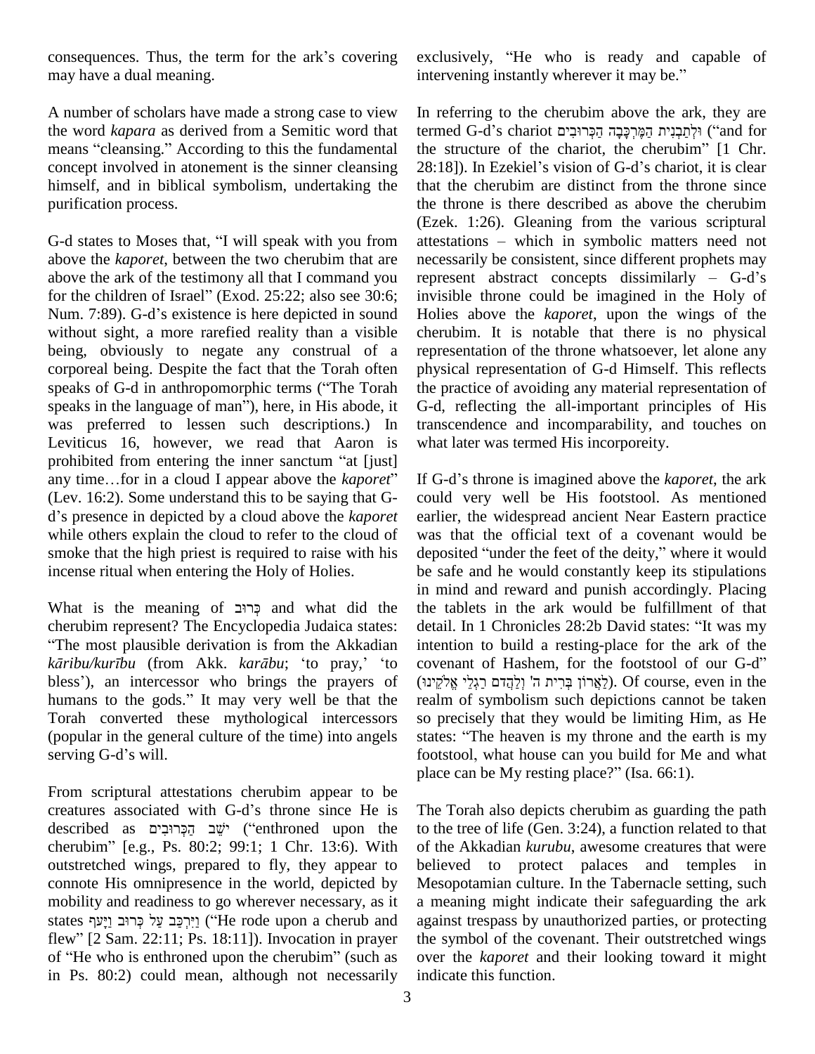consequences. Thus, the term for the ark's covering may have a dual meaning.

A number of scholars have made a strong case to view the word *kapara* as derived from a Semitic word that means "cleansing." According to this the fundamental concept involved in atonement is the sinner cleansing himself, and in biblical symbolism, undertaking the purification process.

G-d states to Moses that, "I will speak with you from above the *kaporet*, between the two cherubim that are above the ark of the testimony all that I command you for the children of Israel" (Exod. 25:22; also see 30:6; Num. 7:89). G-d's existence is here depicted in sound without sight, a more rarefied reality than a visible being, obviously to negate any construal of a corporeal being. Despite the fact that the Torah often speaks of G-d in anthropomorphic terms ("The Torah speaks in the language of man"), here, in His abode, it was preferred to lessen such descriptions.) In Leviticus 16, however, we read that Aaron is prohibited from entering the inner sanctum "at [just] any time…for in a cloud I appear above the *kaporet*" (Lev. 16:2). Some understand this to be saying that G-d's presence in depicted by a cloud above the *kaporet* while others explain the cloud to refer to the cloud of smoke that the high priest is required to raise with his incense ritual when entering the Holy of Holies.

What is the meaning of כְּרוּב and what did the cherubim represent? The Encyclopedia Judaica states: "The most plausible derivation is from the Akkadian *kāribu/kurību* (from Akk. *karābu*; 'to pray,' 'to bless'), an intercessor who brings the prayers of humans to the gods." It may very well be that the Torah converted these mythological intercessors (popular in the general culture of the time) into angels serving G-d's will.

From scriptural attestations cherubim appear to be creatures associated with G-d's throne since He is described as יֹשֵׁב הַכְּרוּבִים ("enthroned upon the cherubim" [e.g., Ps. 80:2; 99:1; 1 Chr. 13:6). With outstretched wings, prepared to fly, they appear to connote His omnipresence in the world, depicted by mobility and readiness to go wherever necessary, as it states וַיִּרְכַּב עַל כְּרוּב וַיָּעֹף ("He rode upon a cherub and flew" [2 Sam. 22:11; Ps. 18:11]). Invocation in prayer of "He who is enthroned upon the cherubim" (such as in Ps. 80:2) could mean, although not necessarily exclusively, "He who is ready and capable of intervening instantly wherever it may be."

In referring to the cherubim above the ark, they are termed G-d's chariot וּלְתַבְנִית הַמֶּרְכָּבָה הַכְּרוּבִים ("and for the structure of the chariot, the cherubim" [1 Chr. 28:18]). In Ezekiel's vision of G-d's chariot, it is clear that the cherubim are distinct from the throne since the throne is there described as above the cherubim (Ezek. 1:26). Gleaning from the various scriptural attestations – which in symbolic matters need not necessarily be consistent, since different prophets may represent abstract concepts dissimilarly – G-d's invisible throne could be imagined in the Holy of Holies above the *kaporet*, upon the wings of the cherubim. It is notable that there is no physical representation of the throne whatsoever, let alone any physical representation of G-d Himself. This reflects the practice of avoiding any material representation of G-d, reflecting the all-important principles of His transcendence and incomparability, and touches on what later was termed His incorporeity.

If G-d's throne is imagined above the *kaporet*, the ark could very well be His footstool. As mentioned earlier, the widespread ancient Near Eastern practice was that the official text of a covenant would be deposited "under the feet of the deity," where it would be safe and he would constantly keep its stipulations in mind and reward and punish accordingly. Placing the tablets in the ark would be fulfillment of that detail. In 1 Chronicles 28:2b David states: "It was my intention to build a resting-place for the ark of the covenant of Hashem, for the footstool of our G-d" (לַאֲרוֹן בְּרִית ה' וְלַהֲדֹם רַגְלֵי אֱלֹקֵינוּ). Of course, even in the realm of symbolism such depictions cannot be taken so precisely that they would be limiting Him, as He states: "The heaven is my throne and the earth is my footstool, what house can you build for Me and what place can be My resting place?" (Isa. 66:1).

The Torah also depicts cherubim as guarding the path to the tree of life (Gen. 3:24), a function related to that of the Akkadian *kurubu*, awesome creatures that were believed to protect palaces and temples in Mesopotamian culture. In the Tabernacle setting, such a meaning might indicate their safeguarding the ark against trespass by unauthorized parties, or protecting the symbol of the covenant. Their outstretched wings over the *kaporet* and their looking toward it might indicate this function.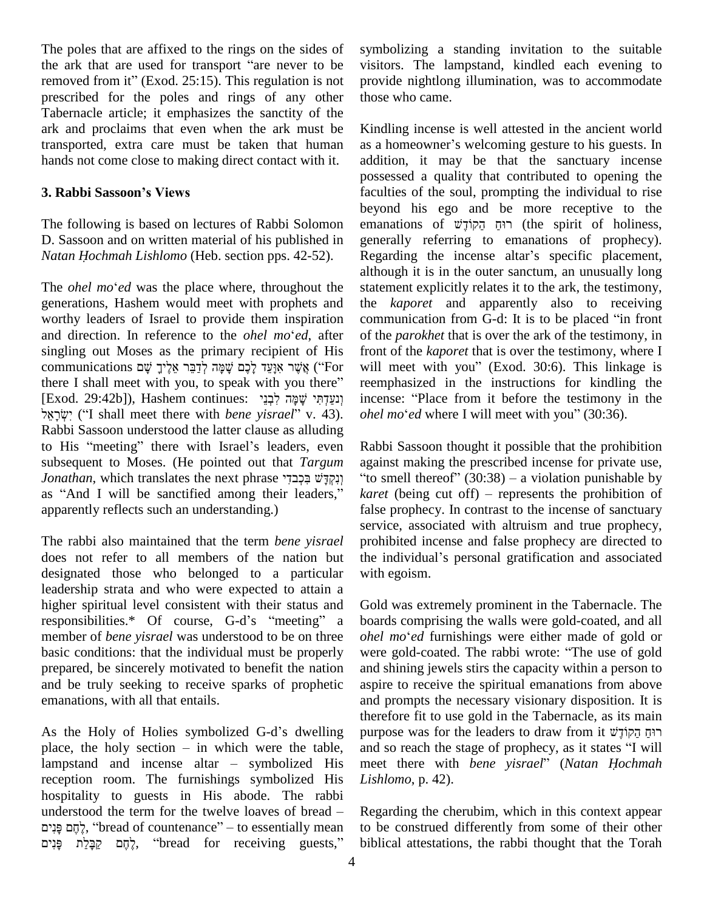The poles that are affixed to the rings on the sides of the ark that are used for transport "are never to be removed from it" (Exod. 25:15). This regulation is not prescribed for the poles and rings of any other Tabernacle article; it emphasizes the sanctity of the ark and proclaims that even when the ark must be transported, extra care must be taken that human hands not come close to making direct contact with it.

### 3. Rabbi Sassoon's Views

The following is based on lectures of Rabbi Solomon D. Sassoon and on written material of his published in *Natan Ḥochmah Lishlomo* (Heb. section pps. 42-52).

The *ohel mo*'*ed* was the place where, throughout the generations, Hashem would meet with prophets and worthy leaders of Israel to provide them inspiration and direction. In reference to the *ohel mo*'*ed*, after singling out Moses as the primary recipient of His communications אֲשֶׁר אִוָּעֵד לָכֶם שָׁמָּה לְדַבֵּר אֵלֶיךָ שָׁם ("For there I shall meet with you, to speak with you there" [Exod. 29:42b]), Hashem continues: וְנֹעַדְתִּי שָׁמָּה לִבְנֵי יִשְׂרָאֵל ("I shall meet there with *bene yisrael*" v. 43). Rabbi Sassoon understood the latter clause as alluding to His "meeting" there with Israel's leaders, even subsequent to Moses. (He pointed out that *Targum Jonathan*, which translates the next phrase וְנִקְדַּשׁ בִּכְבֹדִי as "And I will be sanctified among their leaders," apparently reflects such an understanding.)

The rabbi also maintained that the term *bene yisrael* does not refer to all members of the nation but designated those who belonged to a particular leadership strata and who were expected to attain a higher spiritual level consistent with their status and responsibilities.* Of course, G-d's "meeting" a member of *bene yisrael* was understood to be on three basic conditions: that the individual must be properly prepared, be sincerely motivated to benefit the nation and be truly seeking to receive sparks of prophetic emanations, with all that entails.

As the Holy of Holies symbolized G-d's dwelling place, the holy section – in which were the table, lampstand and incense altar – symbolized His reception room. The furnishings symbolized His hospitality to guests in His abode. The rabbi understood the term for the twelve loaves of bread – לֶחֶם פָּנִים, "bread of countenance" – to essentially mean לֶחֶם קַבָּלַת פָּנִים, "bread for receiving guests," symbolizing a standing invitation to the suitable visitors. The lampstand, kindled each evening to provide nightlong illumination, was to accommodate those who came.

Kindling incense is well attested in the ancient world as a homeowner's welcoming gesture to his guests. In addition, it may be that the sanctuary incense possessed a quality that contributed to opening the faculties of the soul, prompting the individual to rise beyond his ego and be more receptive to the emanations of רוּחַ הַקּוֹדֶשׁ (the spirit of holiness, generally referring to emanations of prophecy). Regarding the incense altar's specific placement, although it is in the outer sanctum, an unusually long statement explicitly relates it to the ark, the testimony, the *kaporet* and apparently also to receiving communication from G-d: It is to be placed "in front of the *parokhet* that is over the ark of the testimony, in front of the *kaporet* that is over the testimony, where I will meet with you" (Exod. 30:6). This linkage is reemphasized in the instructions for kindling the incense: "Place from it before the testimony in the *ohel mo*'*ed* where I will meet with you" (30:36).

Rabbi Sassoon thought it possible that the prohibition against making the prescribed incense for private use, "to smell thereof" (30:38) – a violation punishable by *karet* (being cut off) – represents the prohibition of false prophecy. In contrast to the incense of sanctuary service, associated with altruism and true prophecy, prohibited incense and false prophecy are directed to the individual's personal gratification and associated with egoism.

Gold was extremely prominent in the Tabernacle. The boards comprising the walls were gold-coated, and all *ohel mo*'*ed* furnishings were either made of gold or were gold-coated. The rabbi wrote: "The use of gold and shining jewels stirs the capacity within a person to aspire to receive the spiritual emanations from above and prompts the necessary visionary disposition. It is therefore fit to use gold in the Tabernacle, as its main purpose was for the leaders to draw from it רוּחַ הַקּוֹדֶשׁ and so reach the stage of prophecy, as it states "I will meet there with *bene yisrael*" (*Natan Ḥochmah Lishlomo*, p. 42).

Regarding the cherubim, which in this context appear to be construed differently from some of their other biblical attestations, the rabbi thought that the Torah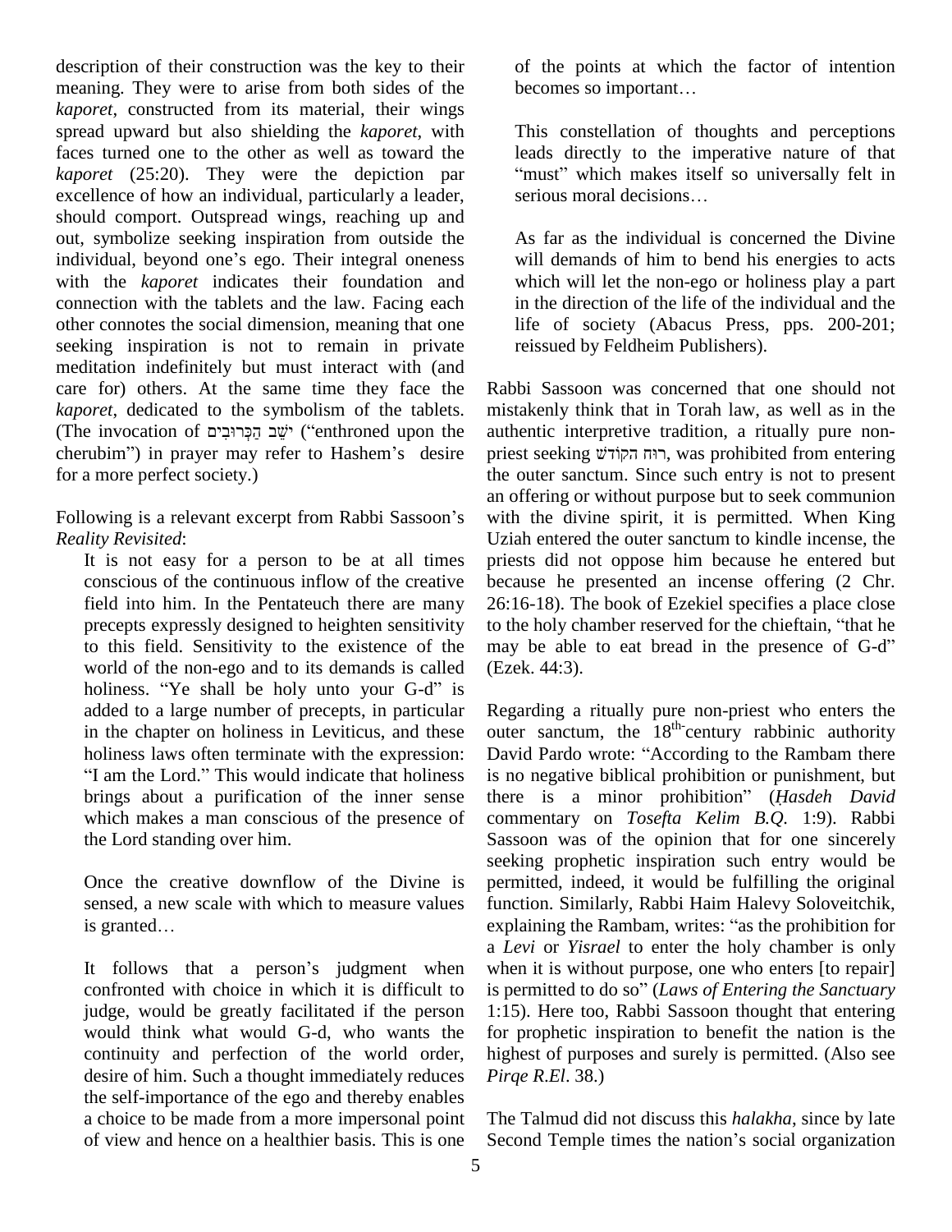description of their construction was the key to their meaning. They were to arise from both sides of the *kaporet*, constructed from its material, their wings spread upward but also shielding the *kaporet*, with faces turned one to the other as well as toward the *kaporet* (25:20). They were the depiction par excellence of how an individual, particularly a leader, should comport. Outspread wings, reaching up and out, symbolize seeking inspiration from outside the individual, beyond one's ego. Their integral oneness with the *kaporet* indicates their foundation and connection with the tablets and the law. Facing each other connotes the social dimension, meaning that one seeking inspiration is not to remain in private meditation indefinitely but must interact with (and care for) others. At the same time they face the *kaporet*, dedicated to the symbolism of the tablets. (The invocation of יֹשֵׁב הַכְּרוּבִים ("enthroned upon the cherubim") in prayer may refer to Hashem's desire for a more perfect society.)

Following is a relevant excerpt from Rabbi Sassoon's *Reality Revisited*:

> It is not easy for a person to be at all times conscious of the continuous inflow of the creative field into him. In the Pentateuch there are many precepts expressly designed to heighten sensitivity to this field. Sensitivity to the existence of the world of the non-ego and to its demands is called holiness. "Ye shall be holy unto your G-d" is added to a large number of precepts, in particular in the chapter on holiness in Leviticus, and these holiness laws often terminate with the expression: "I am the Lord." This would indicate that holiness brings about a purification of the inner sense which makes a man conscious of the presence of the Lord standing over him.
>
> Once the creative downflow of the Divine is sensed, a new scale with which to measure values is granted…
>
> It follows that a person's judgment when confronted with choice in which it is difficult to judge, would be greatly facilitated if the person would think what would G-d, who wants the continuity and perfection of the world order, desire of him. Such a thought immediately reduces the self-importance of the ego and thereby enables a choice to be made from a more impersonal point of view and hence on a healthier basis. This is one of the points at which the factor of intention becomes so important…
>
> This constellation of thoughts and perceptions leads directly to the imperative nature of that "must" which makes itself so universally felt in serious moral decisions…
>
> As far as the individual is concerned the Divine will demands of him to bend his energies to acts which will let the non-ego or holiness play a part in the direction of the life of the individual and the life of society (Abacus Press, pps. 200-201; reissued by Feldheim Publishers).

Rabbi Sassoon was concerned that one should not mistakenly think that in Torah law, as well as in the authentic interpretive tradition, a ritually pure non-priest seeking רוּחַ הקוֹדֶשׁ, was prohibited from entering the outer sanctum. Since such entry is not to present an offering or without purpose but to seek communion with the divine spirit, it is permitted. When King Uziah entered the outer sanctum to kindle incense, the priests did not oppose him because he entered but because he presented an incense offering (2 Chr. 26:16-18). The book of Ezekiel specifies a place close to the holy chamber reserved for the chieftain, "that he may be able to eat bread in the presence of G-d" (Ezek. 44:3).

Regarding a ritually pure non-priest who enters the outer sanctum, the 18[th]-century rabbinic authority David Pardo wrote: "According to the Rambam there is no negative biblical prohibition or punishment, but there is a minor prohibition" (*Hasdeh David* commentary on *Tosefta Kelim B.Q.* 1:9). Rabbi Sassoon was of the opinion that for one sincerely seeking prophetic inspiration such entry would be permitted, indeed, it would be fulfilling the original function. Similarly, Rabbi Haim Halevy Soloveitchik, explaining the Rambam, writes: "as the prohibition for a *Levi* or *Yisrael* to enter the holy chamber is only when it is without purpose, one who enters [to repair] is permitted to do so" (*Laws of Entering the Sanctuary* 1:15). Here too, Rabbi Sassoon thought that entering for prophetic inspiration to benefit the nation is the highest of purposes and surely is permitted. (Also see *Pirqe R.El.* 38.)

The Talmud did not discuss this *halakha*, since by late Second Temple times the nation's social organization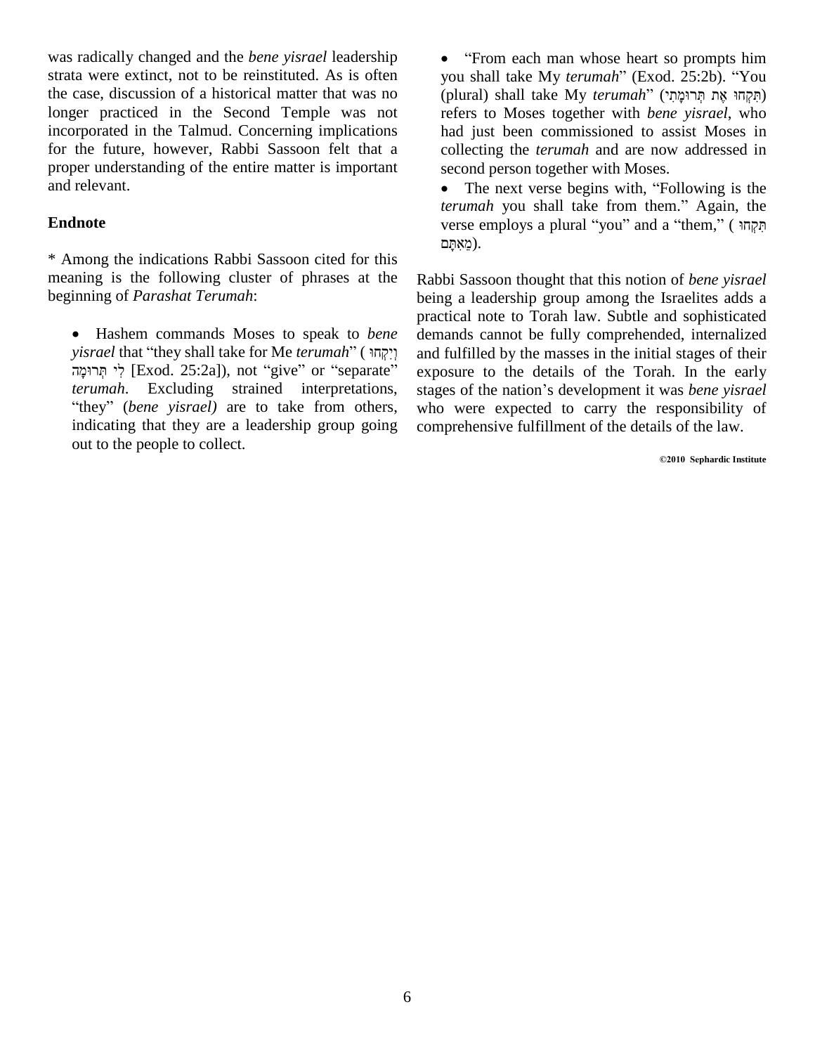was radically changed and the *bene yisrael* leadership strata were extinct, not to be reinstituted. As is often the case, discussion of a historical matter that was no longer practiced in the Second Temple was not incorporated in the Talmud. Concerning implications for the future, however, Rabbi Sassoon felt that a proper understanding of the entire matter is important and relevant.

## Endnote

* Among the indications Rabbi Sassoon cited for this meaning is the following cluster of phrases at the beginning of *Parashat Terumah*:

- Hashem commands Moses to speak to *bene yisrael* that "they shall take for Me *terumah*" (וְיִקְחוּ לִי תְּרוּמָה [Exod. 25:2a]), not "give" or "separate" *terumah*. Excluding strained interpretations, "they" (*bene yisrael)* are to take from others, indicating that they are a leadership group going out to the people to collect.
- "From each man whose heart so prompts him you shall take My *terumah*" (Exod. 25:2b). "You (plural) shall take My *terumah*" (תִּקְחוּ אֶת תְּרוּמָתִי) refers to Moses together with *bene yisrael*, who had just been commissioned to assist Moses in collecting the *terumah* and are now addressed in second person together with Moses.
- The next verse begins with, "Following is the *terumah* you shall take from them." Again, the verse employs a plural "you" and a "them," (תִּקְחוּ מֵאִתָּם).

Rabbi Sassoon thought that this notion of *bene yisrael* being a leadership group among the Israelites adds a practical note to Torah law. Subtle and sophisticated demands cannot be fully comprehended, internalized and fulfilled by the masses in the initial stages of their exposure to the details of the Torah. In the early stages of the nation's development it was *bene yisrael* who were expected to carry the responsibility of comprehensive fulfillment of the details of the law.

**©2010 Sephardic Institute**